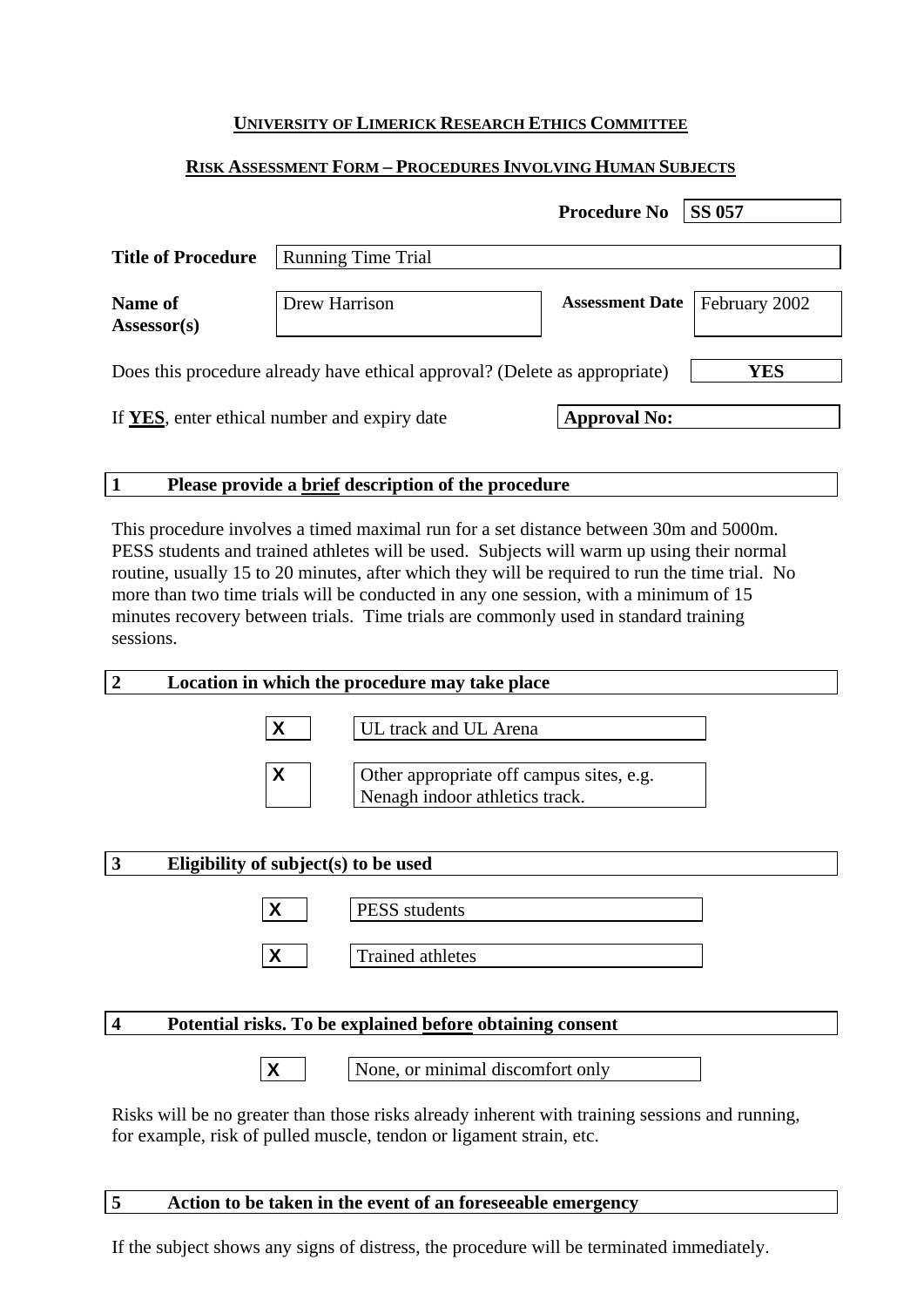**UNIVERSITY OF LIMERICK RESEARCH ETHICS COMMITTEE**

**RISK ASSESSMENT FORM – PROCEDURES INVOLVING HUMAN SUBJECTS**

**Procedure No** | **SS 057**

| | | | |
|---|---|---|---|
| **Title of Procedure** | Running Time Trial | | |
| **Name of Assessor(s)** | Drew Harrison | **Assessment Date** | February 2002 |

Does this procedure already have ethical approval? (Delete as appropriate) **YES**

If **YES**, enter ethical number and expiry date **Approval No:**

## 1 Please provide a **brief** description of the procedure

This procedure involves a timed maximal run for a set distance between 30m and 5000m. PESS students and trained athletes will be used. Subjects will warm up using their normal routine, usually 15 to 20 minutes, after which they will be required to run the time trial. No more than two time trials will be conducted in any one session, with a minimum of 15 minutes recovery between trials. Time trials are commonly used in standard training sessions.

## 2 Location in which the procedure may take place

| | |
|---|---|
| X | UL track and UL Arena |
| X | Other appropriate off campus sites, e.g. Nenagh indoor athletics track. |

## 3 Eligibility of subject(s) to be used

| | |
|---|---|
| X | PESS students |
| X | Trained athletes |

## 4 Potential risks. To be explained **before** obtaining consent

| | |
|---|---|
| X | None, or minimal discomfort only |

Risks will be no greater than those risks already inherent with training sessions and running, for example, risk of pulled muscle, tendon or ligament strain, etc.

## 5 Action to be taken in the event of an foreseeable emergency

If the subject shows any signs of distress, the procedure will be terminated immediately.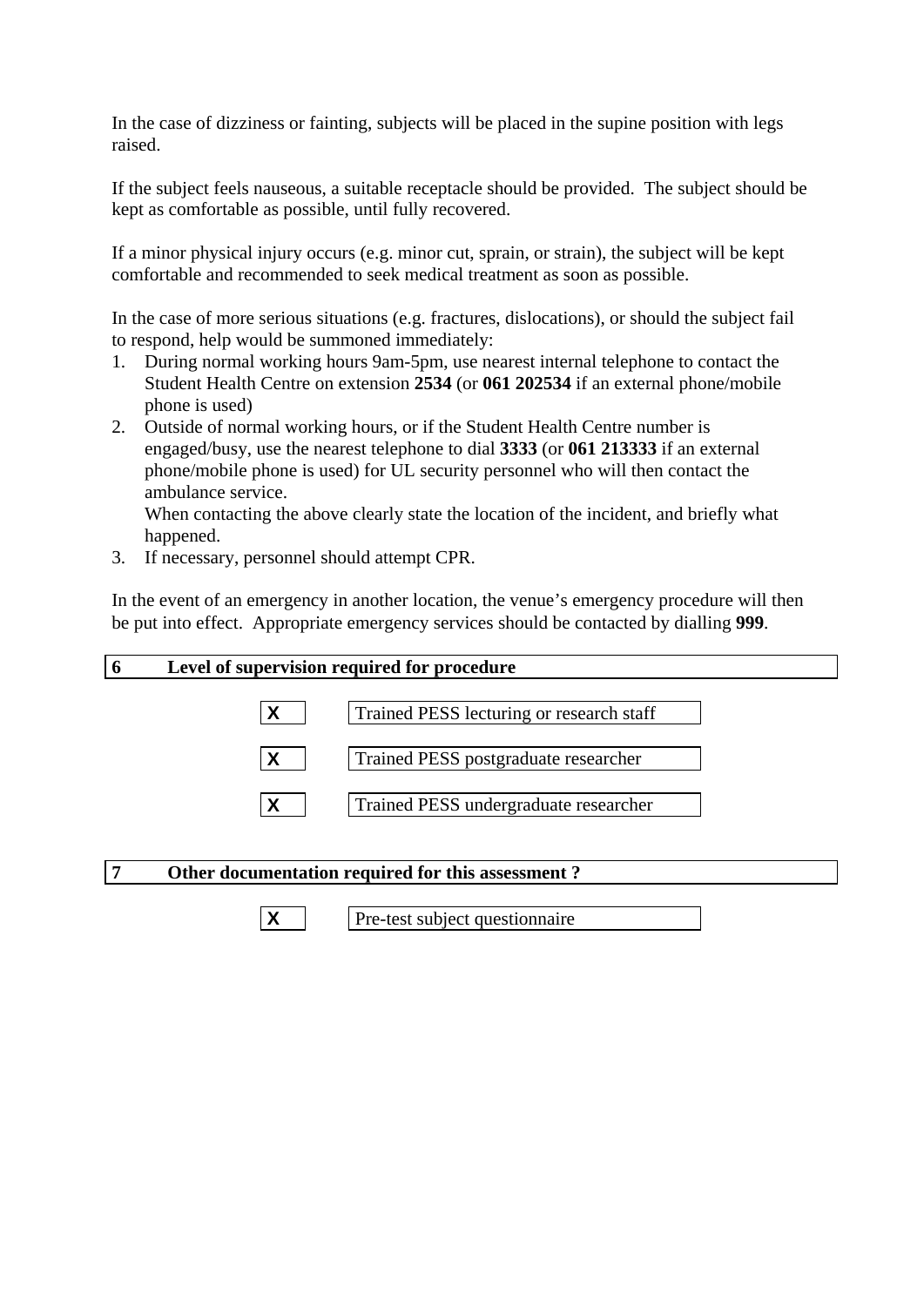In the case of dizziness or fainting, subjects will be placed in the supine position with legs raised.

If the subject feels nauseous, a suitable receptacle should be provided. The subject should be kept as comfortable as possible, until fully recovered.

If a minor physical injury occurs (e.g. minor cut, sprain, or strain), the subject will be kept comfortable and recommended to seek medical treatment as soon as possible.

In the case of more serious situations (e.g. fractures, dislocations), or should the subject fail to respond, help would be summoned immediately:

1. During normal working hours 9am-5pm, use nearest internal telephone to contact the Student Health Centre on extension **2534** (or **061 202534** if an external phone/mobile phone is used)
2. Outside of normal working hours, or if the Student Health Centre number is engaged/busy, use the nearest telephone to dial **3333** (or **061 213333** if an external phone/mobile phone is used) for UL security personnel who will then contact the ambulance service.
   When contacting the above clearly state the location of the incident, and briefly what happened.
3. If necessary, personnel should attempt CPR.

In the event of an emergency in another location, the venue's emergency procedure will then be put into effect. Appropriate emergency services should be contacted by dialling **999**.

## 6 Level of supervision required for procedure

| | |
|---|---|
| X | Trained PESS lecturing or research staff |
| X | Trained PESS postgraduate researcher |
| X | Trained PESS undergraduate researcher |

## 7 Other documentation required for this assessment ?

| | |
|---|---|
| X | Pre-test subject questionnaire |